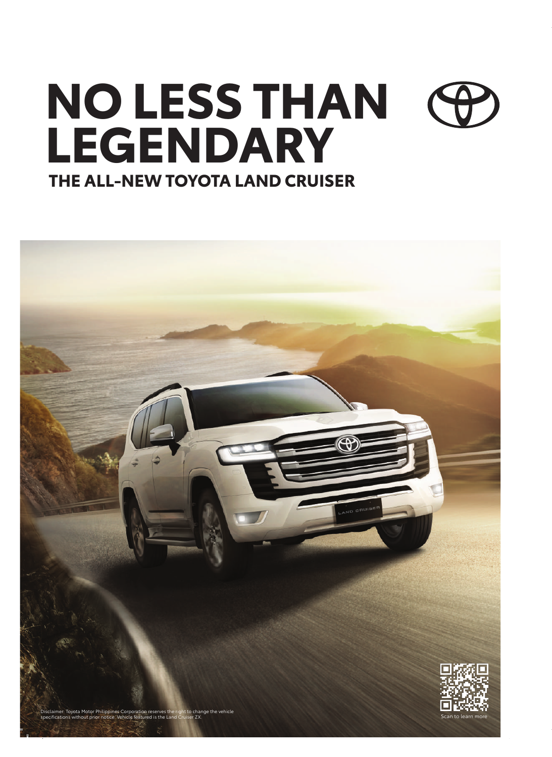# NO LESS THAN LEGENDARY

## THE ALL-NEW TOYOTA LAND CRUISER

Disclaimer: Toyota Motor Philippines Corporation reserves the right to change the vehicle specifications without prior notice. Vehicle featured is the Land Cruiser ZX.

Scan to learn more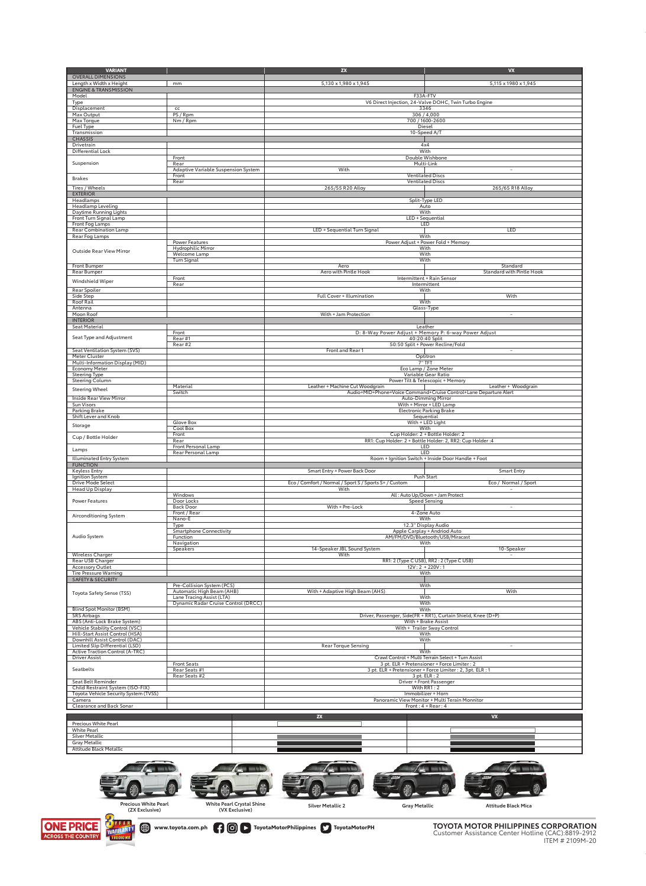| VARIANT | | ZX | VX |
|---|---|---|---|
| OVERALL DIMENSIONS | | | |
| Length x Width x Height | mm | 5,130 x 1,980 x 1,945 | 5,115 x 1980 x 1,945 |
| ENGINE & TRANSMISSION | | | |
| Model | | F33A-FTV | F33A-FTV |
| Type | | V6 Direct Injection, 24-Valve DOHC, Twin Turbo Engine | V6 Direct Injection, 24-Valve DOHC, Twin Turbo Engine |
| Displacement | cc | 3346 | 3346 |
| Max Output | PS / Rpm | 306 / 4,000 | 306 / 4,000 |
| Max Torque | Nm / Rpm | 700 / 1600-2600 | 700 / 1600-2600 |
| Fuel Type | | Diesel | Diesel |
| Transmission | | 10-Speed A/T | 10-Speed A/T |
| CHASSIS | | | |
| Drivetrain | | 4x4 | 4x4 |
| Differential Lock | | With | With |
| Suspension | Front | Double Wishbone | Double Wishbone |
| | Rear | Multi-Link | Multi-Link |
| | Adaptive Variable Suspension System | With | - |
| Brakes | Front | Ventilated Discs | Ventilated Discs |
| | Rear | Ventilated Discs | Ventilated Discs |
| Tires / Wheels | | 265/55 R20 Alloy | 265/65 R18 Alloy |
| EXTERIOR | | | |
| Headlamps | | Split-Type LED | Split-Type LED |
| Headlamp Leveling | | Auto | Auto |
| Daytime Running Lights | | With | With |
| Front Turn Signal Lamp | | LED + Sequential | LED + Sequential |
| Front Fog Lamps | | LED | LED |
| Rear Combination Lamp | | LED + Sequential Turn Signal | LED |
| Rear Fog Lamps | | With | With |
| Outside Rear View Mirror | Power Features | Power Adjust + Power Fold + Memory | Power Adjust + Power Fold + Memory |
| | Hydrophilic Mirror | With | With |
| | Welcome Lamp | With | With |
| | Turn Signal | With | With |
| Front Bumper | | Aero | Standard |
| Rear Bumper | | Aero with Pintle Hook | Standard with Pintle Hook |
| Windshield Wiper | Front | Intermittent + Rain Sensor | Intermittent + Rain Sensor |
| | Rear | Intermittent | Intermittent |
| Rear Spoiler | | With | With |
| Side Step | | Full Cover + Illumination | With |
| Roof Rail | | With | With |
| Antenna | | Glass-Type | Glass-Type |
| Moon Roof | | With + Jam Protection | - |
| INTERIOR | | | |
| Seat Material | | Leather | Leather |
| Seat Type and Adjustment | Front | D: 8-Way Power Adjust + Memory P: 6-way Power Adjust | D: 8-Way Power Adjust + Memory P: 6-way Power Adjust |
| | Rear #1 | 40:20:40 Split | 40:20:40 Split |
| | Rear #2 | 50:50 Split + Power Recline/Fold | 50:50 Split + Power Recline/Fold |
| Seat Ventilation System (SVS) | | Front and Rear 1 | - |
| Meter Cluster | | Optitron | Optitron |
| Multi-Information Display (MID) | | 7" TFT | 7" TFT |
| Economy Meter | | Eco Lamp / Zone Meter | Eco Lamp / Zone Meter |
| Steering Type | | Variable Gear Ratio | Variable Gear Ratio |
| Steering Column | | Power Tilt & Telescopic + Memory | Power Tilt & Telescopic + Memory |
| Steering Wheel | Material | Leather + Machine Cut Woodgrain | Leather + Woodgrain |
| | Switch | Audio+MID+Phone+Voice Command+Cruise Control+Lane Departure Alert | Audio+MID+Phone+Voice Command+Cruise Control+Lane Departure Alert |
| Inside Rear View Mirror | | Auto-Dimming Mirror | Auto-Dimming Mirror |
| Sun Visors | | With + Mirror + LED Lamp | With + Mirror + LED Lamp |
| Parking Brake | | Electronic Parking Brake | Electronic Parking Brake |
| Shift Lever and Knob | | Sequential | Sequential |
| Storage | Glove Box | With + LED Light | With + LED Light |
| | Cool Box | With | With |
| Cup / Bottle Holder | Front | Cup Holder: 2 + Bottle Holder: 2 | Cup Holder: 2 + Bottle Holder: 2 |
| | Rear | RR1: Cup Holder: 2 + Bottle Holder: 2, RR2: Cup Holder :4 | RR1: Cup Holder: 2 + Bottle Holder: 2, RR2: Cup Holder :4 |
| Lamps | Front Personal Lamp | LED | LED |
| | Rear Personal Lamp | LED | LED |
| Illuminated Entry System | | Room + Ignition Switch + Inside Door Handle + Foot | Room + Ignition Switch + Inside Door Handle + Foot |
| FUNCTION | | | |
| Keyless Entry | | Smart Entry + Power Back Door | Smart Entry |
| Ignition System | | Push Start | Push Start |
| Drive Mode Select | | Eco / Comfort / Normal / Sport S / Sports S+ / Custom | Eco / Normal / Sport |
| Head Up Display | | With | - |
| Power Features | Windows | All : Auto Up/Down + Jam Protect | All : Auto Up/Down + Jam Protect |
| | Door Locks | Speed Sensing | Speed Sensing |
| | Back Door | With + Pre-Lock | - |
| Airconditioning System | Front / Rear | 4-Zone Auto | 4-Zone Auto |
| | Nano-E | With | With |
| Audio System | Type | 12.3" Display Audio | 12.3" Display Audio |
| | Smartphone Connectivity | Apple Carplay + Andriod Auto | Apple Carplay + Andriod Auto |
| | Function | AM/FM/DVD/Bluetooth/USB/Miracast | AM/FM/DVD/Bluetooth/USB/Miracast |
| | Navigation | With | With |
| | Speakers | 14-Speaker JBL Sound System | 10-Speaker |
| Wireless Charger | | With | - |
| Rear USB Charger | | RR1: 2 (Type C USB), RR2 : 2 (Type C USB) | RR1: 2 (Type C USB), RR2 : 2 (Type C USB) |
| Accessory Outlet | | 12V : 2 + 220V : 1 | 12V : 2 + 220V : 1 |
| Tire Pressure Warning | | With | With |
| SAFETY & SECURITY | | | |
| Toyota Safety Sense (TSS) | Pre-Collision System (PCS) | With | With |
| | Automatic High Beam (AHB) | With + Adaptive High Beam (AHS) | With |
| | Lane Tracing Assist (LTA) | With | With |
| | Dynamic Radar Cruise Control (DRCC) | With | With |
| Blind Spot Monitor (BSM) | | With | With |
| SRS Airbags | | Driver, Passenger, Side(FR + RR1), Curtain Shield, Knee (D+P) | Driver, Passenger, Side(FR + RR1), Curtain Shield, Knee (D+P) |
| ABS (Anti-Lock Brake System) | | With + Brake Assist | With + Brake Assist |
| Vehicle Stability Control (VSC) | | With + Trailer Sway Control | With + Trailer Sway Control |
| Hill-Start Assist Control (HSA) | | With | With |
| Downhill Assist Control (DAC) | | With | With |
| Limited Slip Differential (LSD) | | Rear Torque Sensing | - |
| Active Traction Control (A-TRC) | | With | With |
| Driver Assist | | Crawl Control + Multi Terrain Select + Turn Assist | Crawl Control + Multi Terrain Select + Turn Assist |
| Seatbelts | Front Seats | 3 pt. ELR + Pretensioner + Force Limiter : 2 | 3 pt. ELR + Pretensioner + Force Limiter : 2 |
| | Rear Seats #1 | 3 pt. ELR + Pretensioner + Force Limiter : 2, 3pt. ELR : 1 | 3 pt. ELR + Pretensioner + Force Limiter : 2, 3pt. ELR : 1 |
| | Rear Seats #2 | 3 pt. ELR : 2 | 3 pt. ELR : 2 |
| Seat Belt Reminder | | Driver + Front Passenger | Driver + Front Passenger |
| Child Restraint System (ISO-FIX) | | With RR1 : 2 | With RR1 : 2 |
| Toyota Vehicle Security System (TVSS) | | Immobilizer + Horn | Immobilizer + Horn |
| Camera | | Panoramic View Monitor + Multi Terain Monnitor | Panoramic View Monitor + Multi Terain Monnitor |
| Clearance and Back Sonar | | Front : 4 + Rear : 4 | Front : 4 + Rear : 4 |

| | ZX | VX |
|---|---|---|
| Precious White Pearl | ■ | |
| White Pearl | | ■ |
| Silver Metallic | ■ | ■ |
| Gray Metallic | ■ | ■ |
| Attitude Black Metallic | ■ | ■ |

Precious White Pearl (ZX Exclusive)

White Pearl Crystal Shine (VX Exclusive)

Silver Metallic 2

Gray Metallic

Attitude Black Mica

ONE PRICE ACROSS THE COUNTRY

3 YEAR WARRANTY 100,000 KM

www.toyota.com.ph ToyotaMotorPhilippines ToyotaMotorPH

**TOYOTA MOTOR PHILIPPINES CORPORATION**
Customer Assistance Center Hotline (CAC):8819-2912
ITEM # 2109M-20